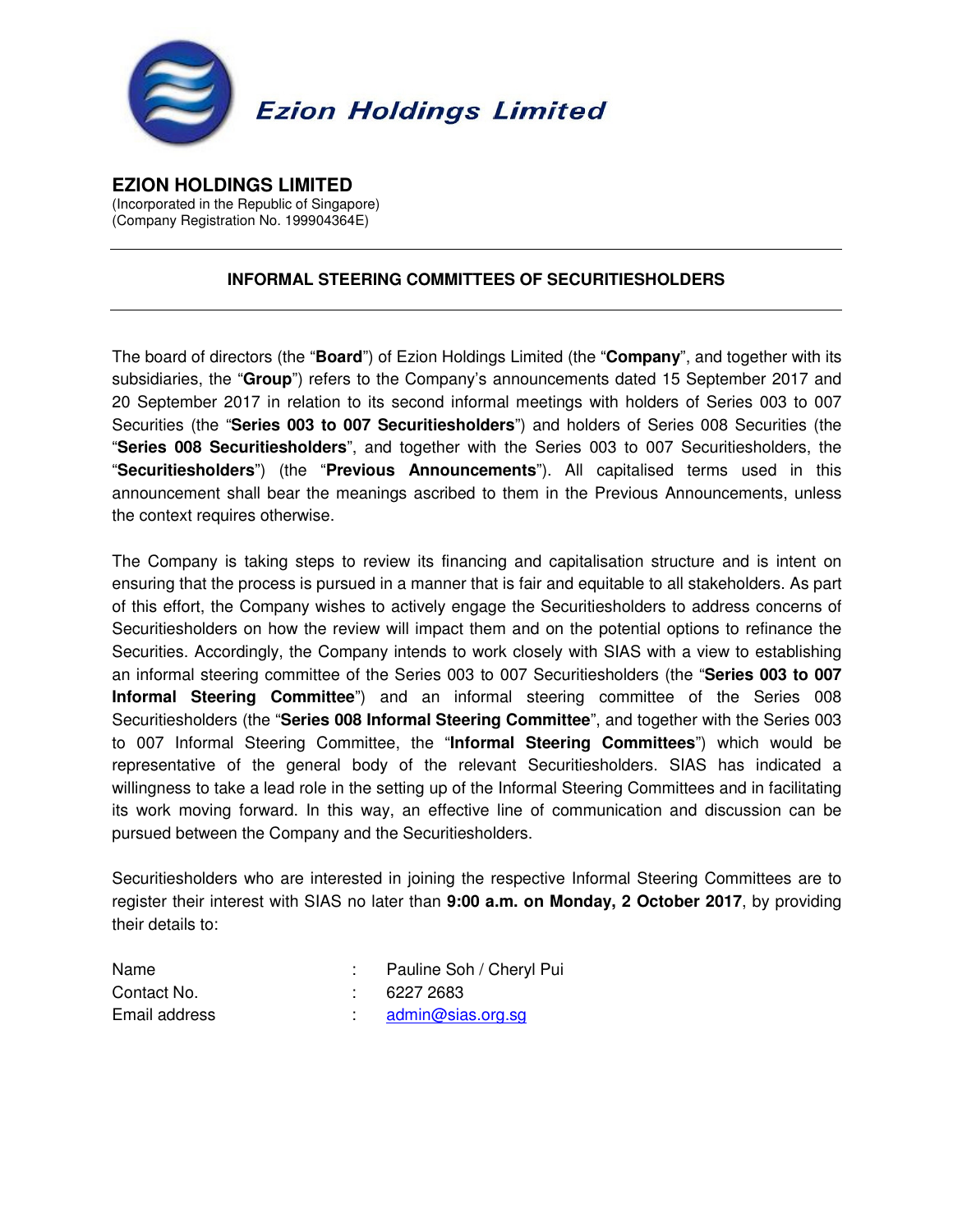Ezion Holdings Limited

# EZION HOLDINGS LIMITED

(Incorporated in the Republic of Singapore)
(Company Registration No. 199904364E)

---

## INFORMAL STEERING COMMITTEES OF SECURITIESHOLDERS

---

The board of directors (the "**Board**") of Ezion Holdings Limited (the "**Company**", and together with its subsidiaries, the "**Group**") refers to the Company's announcements dated 15 September 2017 and 20 September 2017 in relation to its second informal meetings with holders of Series 003 to 007 Securities (the "**Series 003 to 007 Securitiesholders**") and holders of Series 008 Securities (the "**Series 008 Securitiesholders**", and together with the Series 003 to 007 Securitiesholders, the "**Securitiesholders**") (the "**Previous Announcements**"). All capitalised terms used in this announcement shall bear the meanings ascribed to them in the Previous Announcements, unless the context requires otherwise.

The Company is taking steps to review its financing and capitalisation structure and is intent on ensuring that the process is pursued in a manner that is fair and equitable to all stakeholders. As part of this effort, the Company wishes to actively engage the Securitiesholders to address concerns of Securitiesholders on how the review will impact them and on the potential options to refinance the Securities. Accordingly, the Company intends to work closely with SIAS with a view to establishing an informal steering committee of the Series 003 to 007 Securitiesholders (the "**Series 003 to 007 Informal Steering Committee**") and an informal steering committee of the Series 008 Securitiesholders (the "**Series 008 Informal Steering Committee**", and together with the Series 003 to 007 Informal Steering Committee, the "**Informal Steering Committees**") which would be representative of the general body of the relevant Securitiesholders. SIAS has indicated a willingness to take a lead role in the setting up of the Informal Steering Committees and in facilitating its work moving forward. In this way, an effective line of communication and discussion can be pursued between the Company and the Securitiesholders.

Securitiesholders who are interested in joining the respective Informal Steering Committees are to register their interest with SIAS no later than **9:00 a.m. on Monday, 2 October 2017**, by providing their details to:

| | | |
|---|---|---|
| Name | : | Pauline Soh / Cheryl Pui |
| Contact No. | : | 6227 2683 |
| Email address | : | admin@sias.org.sg |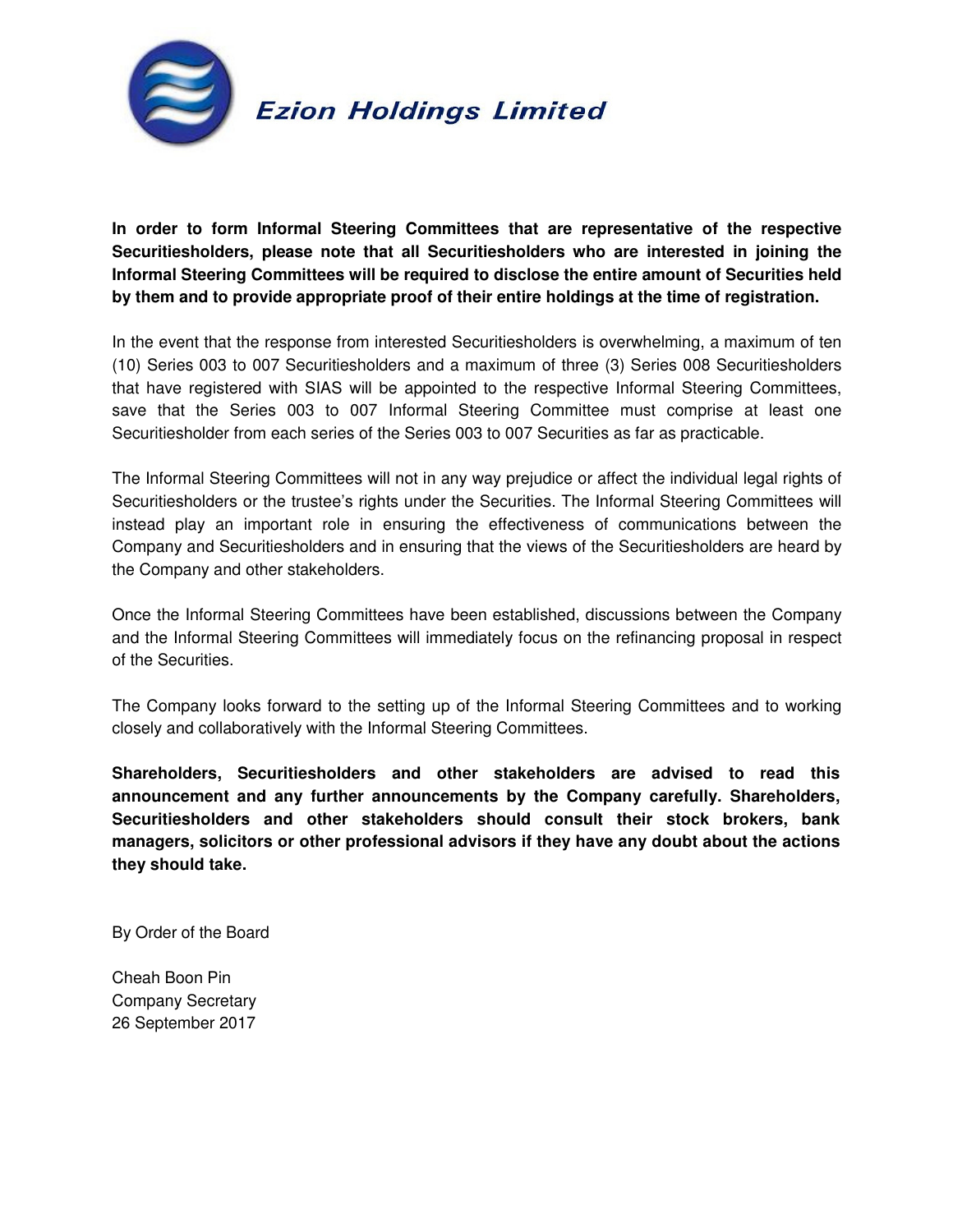Ezion Holdings Limited

**In order to form Informal Steering Committees that are representative of the respective Securitiesholders, please note that all Securitiesholders who are interested in joining the Informal Steering Committees will be required to disclose the entire amount of Securities held by them and to provide appropriate proof of their entire holdings at the time of registration.**

In the event that the response from interested Securitiesholders is overwhelming, a maximum of ten (10) Series 003 to 007 Securitiesholders and a maximum of three (3) Series 008 Securitiesholders that have registered with SIAS will be appointed to the respective Informal Steering Committees, save that the Series 003 to 007 Informal Steering Committee must comprise at least one Securitiesholder from each series of the Series 003 to 007 Securities as far as practicable.

The Informal Steering Committees will not in any way prejudice or affect the individual legal rights of Securitiesholders or the trustee's rights under the Securities. The Informal Steering Committees will instead play an important role in ensuring the effectiveness of communications between the Company and Securitiesholders and in ensuring that the views of the Securitiesholders are heard by the Company and other stakeholders.

Once the Informal Steering Committees have been established, discussions between the Company and the Informal Steering Committees will immediately focus on the refinancing proposal in respect of the Securities.

The Company looks forward to the setting up of the Informal Steering Committees and to working closely and collaboratively with the Informal Steering Committees.

**Shareholders, Securitiesholders and other stakeholders are advised to read this announcement and any further announcements by the Company carefully. Shareholders, Securitiesholders and other stakeholders should consult their stock brokers, bank managers, solicitors or other professional advisors if they have any doubt about the actions they should take.**

By Order of the Board

Cheah Boon Pin
Company Secretary
26 September 2017